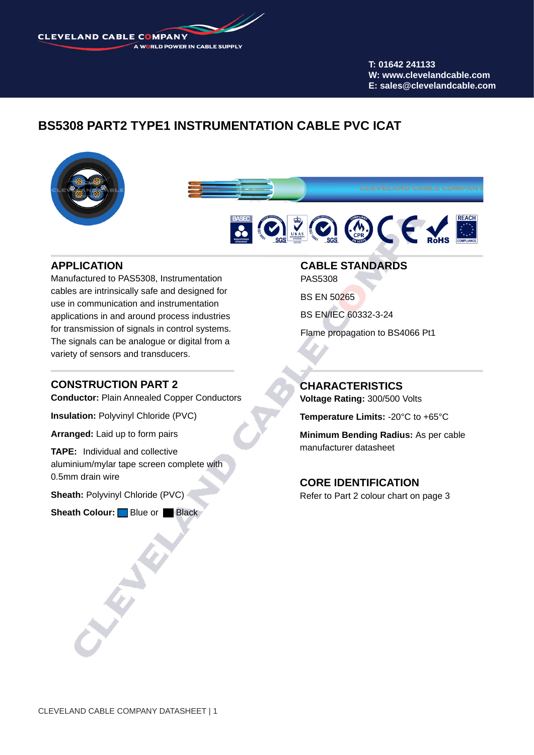# BS5308 PART2 TYPE1 INSTRUMENTATION CABLE PVC ICAT

## APPLICATION

Manufactured to PAS5308, Instrumentation cables are intrinsically safe and designed for use in communication and instrumentation applications in and around process industries for transmission of signals in control systems. The signals can be analogue or digital from a variety of sensors and transducers.

## CONSTRUCTION PART 2

**Conductor:** Plain Annealed Copper Conductors

**Insulation:** Polyvinyl Chloride (PVC)

**Arranged:** Laid up to form pairs

**TAPE:** Individual and collective aluminium/mylar tape screen complete with 0.5mm drain wire

**Sheath:** Polyvinyl Chloride (PVC)

**Sheath Colour:** Blue or Black

## CABLE STANDARDS

PAS5308

BS EN 50265

BS EN/IEC 60332-3-24

Flame propagation to BS4066 Pt1

## CHARACTERISTICS

**Voltage Rating:** 300/500 Volts

**Temperature Limits:** -20°C to +65°C

**Minimum Bending Radius:** As per cable manufacturer datasheet

## CORE IDENTIFICATION

Refer to Part 2 colour chart on page 3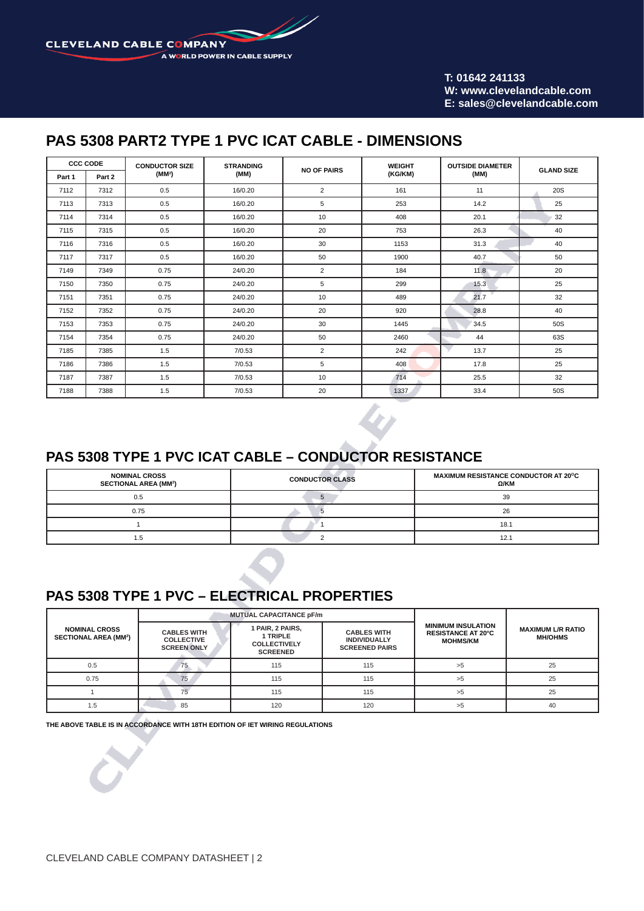## PAS 5308 PART2 TYPE 1 PVC ICAT CABLE - DIMENSIONS

| CCC CODE | | CONDUCTOR SIZE (MM²) | STRANDING (MM) | NO OF PAIRS | WEIGHT (KG/KM) | OUTSIDE DIAMETER (MM) | GLAND SIZE |
|---|---|---|---|---|---|---|---|
| Part 1 | Part 2 | | | | | | |
| 7112 | 7312 | 0.5 | 16/0.20 | 2 | 161 | 11 | 20S |
| 7113 | 7313 | 0.5 | 16/0.20 | 5 | 253 | 14.2 | 25 |
| 7114 | 7314 | 0.5 | 16/0.20 | 10 | 408 | 20.1 | 32 |
| 7115 | 7315 | 0.5 | 16/0.20 | 20 | 753 | 26.3 | 40 |
| 7116 | 7316 | 0.5 | 16/0.20 | 30 | 1153 | 31.3 | 40 |
| 7117 | 7317 | 0.5 | 16/0.20 | 50 | 1900 | 40.7 | 50 |
| 7149 | 7349 | 0.75 | 24/0.20 | 2 | 184 | 11.8 | 20 |
| 7150 | 7350 | 0.75 | 24/0.20 | 5 | 299 | 15.3 | 25 |
| 7151 | 7351 | 0.75 | 24/0.20 | 10 | 489 | 21.7 | 32 |
| 7152 | 7352 | 0.75 | 24/0.20 | 20 | 920 | 28.8 | 40 |
| 7153 | 7353 | 0.75 | 24/0.20 | 30 | 1445 | 34.5 | 50S |
| 7154 | 7354 | 0.75 | 24/0.20 | 50 | 2460 | 44 | 63S |
| 7185 | 7385 | 1.5 | 7/0.53 | 2 | 242 | 13.7 | 25 |
| 7186 | 7386 | 1.5 | 7/0.53 | 5 | 408 | 17.8 | 25 |
| 7187 | 7387 | 1.5 | 7/0.53 | 10 | 714 | 25.5 | 32 |
| 7188 | 7388 | 1.5 | 7/0.53 | 20 | 1337 | 33.4 | 50S |

## PAS 5308 TYPE 1 PVC ICAT CABLE – CONDUCTOR RESISTANCE

| NOMINAL CROSS SECTIONAL AREA (MM²) | CONDUCTOR CLASS | MAXIMUM RESISTANCE CONDUCTOR AT 20°C Ω/KM |
|---|---|---|
| 0.5 | 5 | 39 |
| 0.75 | 5 | 26 |
| 1 | 1 | 18.1 |
| 1.5 | 2 | 12.1 |

## PAS 5308 TYPE 1 PVC – ELECTRICAL PROPERTIES

| NOMINAL CROSS SECTIONAL AREA (MM²) | MUTUAL CAPACITANCE pF/m | | | MINIMUM INSULATION RESISTANCE AT 20°C MOHMS/KM | MAXIMUM L/R RATIO MH/OHMS |
|---|---|---|---|---|---|
| | CABLES WITH COLLECTIVE SCREEN ONLY | 1 PAIR, 2 PAIRS, 1 TRIPLE COLLECTIVELY SCREENED | CABLES WITH INDIVIDUALLY SCREENED PAIRS | | |
| 0.5 | 75 | 115 | 115 | >5 | 25 |
| 0.75 | 75 | 115 | 115 | >5 | 25 |
| 1 | 75 | 115 | 115 | >5 | 25 |
| 1.5 | 85 | 120 | 120 | >5 | 40 |

**THE ABOVE TABLE IS IN ACCORDANCE WITH 18TH EDITION OF IET WIRING REGULATIONS**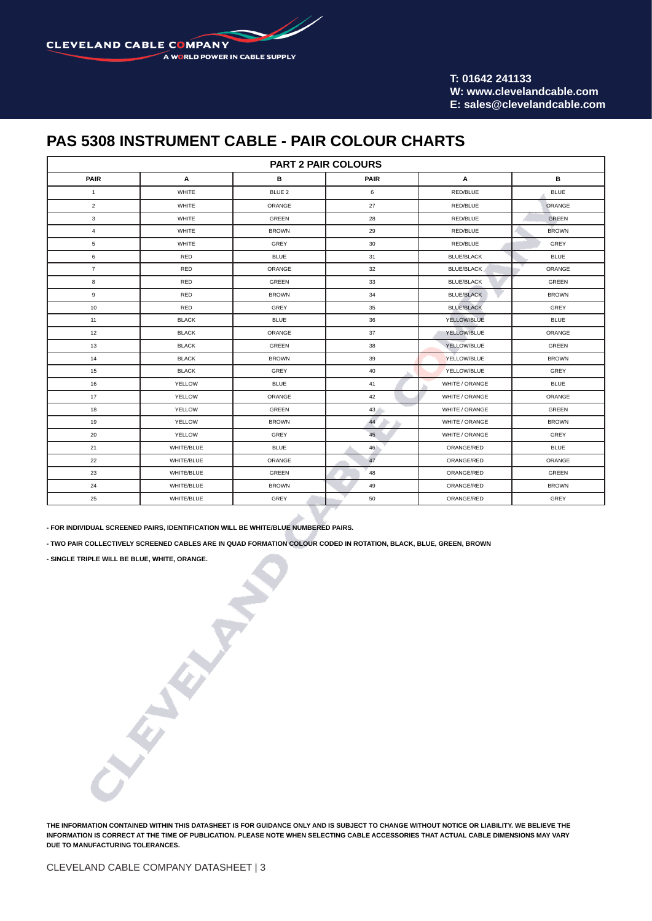# PAS 5308 INSTRUMENT CABLE - PAIR COLOUR CHARTS

| PART 2 PAIR COLOURS | | | | | |
|---|---|---|---|---|---|
| **PAIR** | **A** | **B** | **PAIR** | **A** | **B** |
| 1 | WHITE | BLUE 2 | 6 | RED/BLUE | BLUE |
| 2 | WHITE | ORANGE | 27 | RED/BLUE | ORANGE |
| 3 | WHITE | GREEN | 28 | RED/BLUE | GREEN |
| 4 | WHITE | BROWN | 29 | RED/BLUE | BROWN |
| 5 | WHITE | GREY | 30 | RED/BLUE | GREY |
| 6 | RED | BLUE | 31 | BLUE/BLACK | BLUE |
| 7 | RED | ORANGE | 32 | BLUE/BLACK | ORANGE |
| 8 | RED | GREEN | 33 | BLUE/BLACK | GREEN |
| 9 | RED | BROWN | 34 | BLUE/BLACK | BROWN |
| 10 | RED | GREY | 35 | BLUE/BLACK | GREY |
| 11 | BLACK | BLUE | 36 | YELLOW/BLUE | BLUE |
| 12 | BLACK | ORANGE | 37 | YELLOW/BLUE | ORANGE |
| 13 | BLACK | GREEN | 38 | YELLOW/BLUE | GREEN |
| 14 | BLACK | BROWN | 39 | YELLOW/BLUE | BROWN |
| 15 | BLACK | GREY | 40 | YELLOW/BLUE | GREY |
| 16 | YELLOW | BLUE | 41 | WHITE / ORANGE | BLUE |
| 17 | YELLOW | ORANGE | 42 | WHITE / ORANGE | ORANGE |
| 18 | YELLOW | GREEN | 43 | WHITE / ORANGE | GREEN |
| 19 | YELLOW | BROWN | 44 | WHITE / ORANGE | BROWN |
| 20 | YELLOW | GREY | 45 | WHITE / ORANGE | GREY |
| 21 | WHITE/BLUE | BLUE | 46 | ORANGE/RED | BLUE |
| 22 | WHITE/BLUE | ORANGE | 47 | ORANGE/RED | ORANGE |
| 23 | WHITE/BLUE | GREEN | 48 | ORANGE/RED | GREEN |
| 24 | WHITE/BLUE | BROWN | 49 | ORANGE/RED | BROWN |
| 25 | WHITE/BLUE | GREY | 50 | ORANGE/RED | GREY |

**- FOR INDIVIDUAL SCREENED PAIRS, IDENTIFICATION WILL BE WHITE/BLUE NUMBERED PAIRS.**

**- TWO PAIR COLLECTIVELY SCREENED CABLES ARE IN QUAD FORMATION COLOUR CODED IN ROTATION, BLACK, BLUE, GREEN, BROWN**

**- SINGLE TRIPLE WILL BE BLUE, WHITE, ORANGE.**

**THE INFORMATION CONTAINED WITHIN THIS DATASHEET IS FOR GUIDANCE ONLY AND IS SUBJECT TO CHANGE WITHOUT NOTICE OR LIABILITY. WE BELIEVE THE INFORMATION IS CORRECT AT THE TIME OF PUBLICATION. PLEASE NOTE WHEN SELECTING CABLE ACCESSORIES THAT ACTUAL CABLE DIMENSIONS MAY VARY DUE TO MANUFACTURING TOLERANCES.**